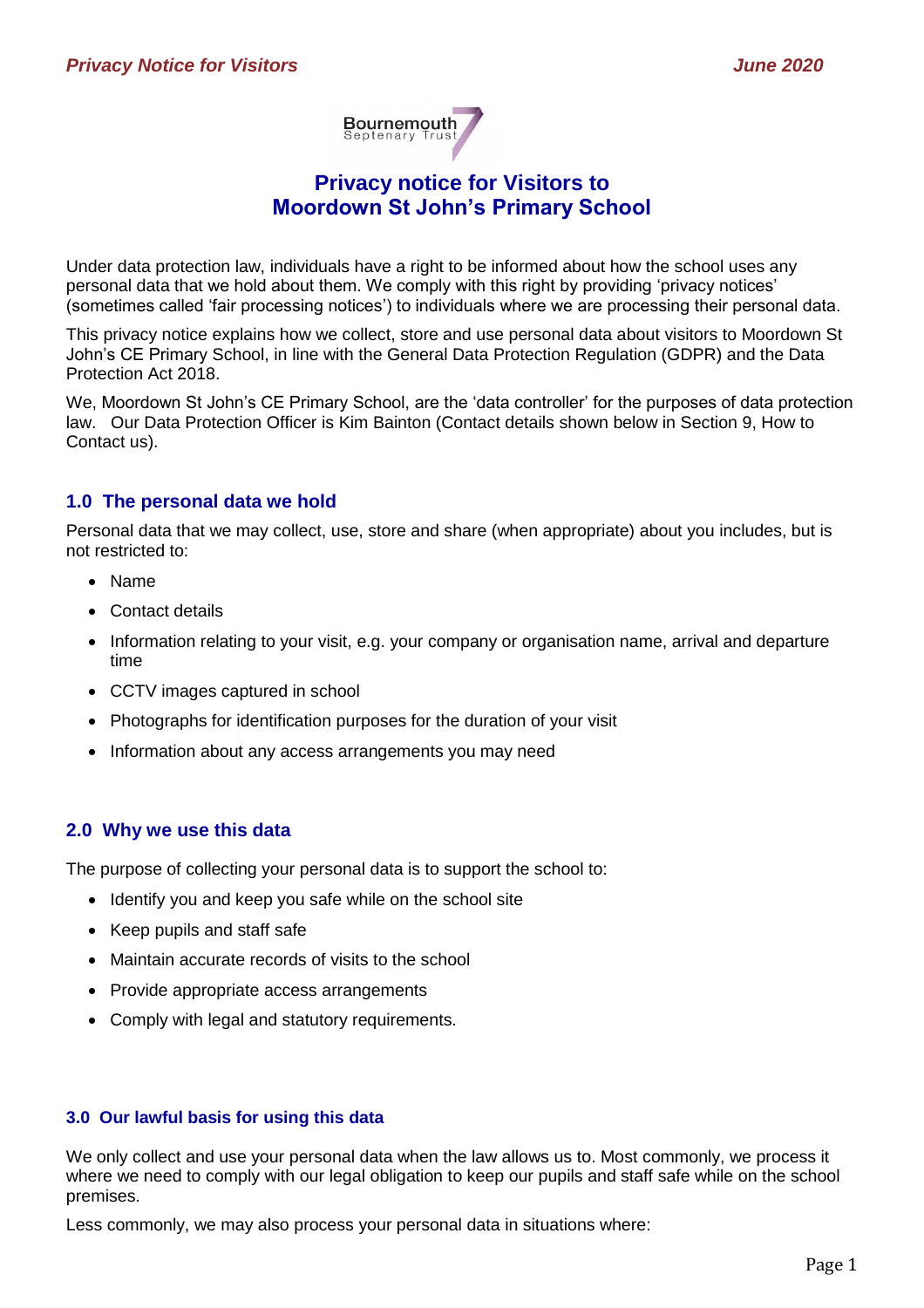# Privacy notice for Visitors to Moordown St John's Primary School

Under data protection law, individuals have a right to be informed about how the school uses any personal data that we hold about them. We comply with this right by providing 'privacy notices' (sometimes called 'fair processing notices') to individuals where we are processing their personal data.

This privacy notice explains how we collect, store and use personal data about visitors to Moordown St John's CE Primary School, in line with the General Data Protection Regulation (GDPR) and the Data Protection Act 2018.

We, Moordown St John's CE Primary School, are the 'data controller' for the purposes of data protection law. Our Data Protection Officer is Kim Bainton (Contact details shown below in Section 9, How to Contact us).

## 1.0 The personal data we hold

Personal data that we may collect, use, store and share (when appropriate) about you includes, but is not restricted to:

- Name
- Contact details
- Information relating to your visit, e.g. your company or organisation name, arrival and departure time
- CCTV images captured in school
- Photographs for identification purposes for the duration of your visit
- Information about any access arrangements you may need

## 2.0 Why we use this data

The purpose of collecting your personal data is to support the school to:

- Identify you and keep you safe while on the school site
- Keep pupils and staff safe
- Maintain accurate records of visits to the school
- Provide appropriate access arrangements
- Comply with legal and statutory requirements.

### 3.0 Our lawful basis for using this data

We only collect and use your personal data when the law allows us to. Most commonly, we process it where we need to comply with our legal obligation to keep our pupils and staff safe while on the school premises.

Less commonly, we may also process your personal data in situations where: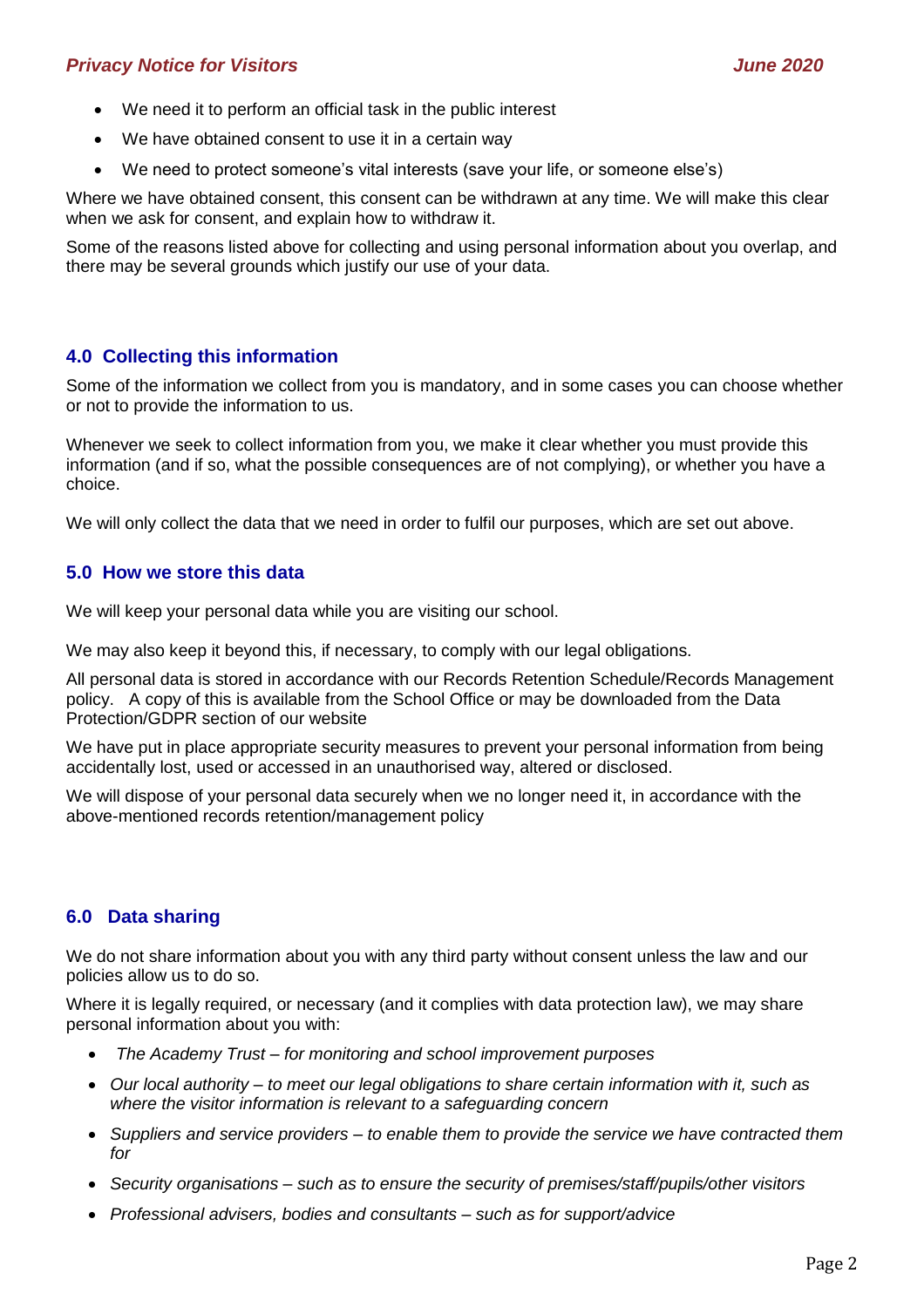- We need it to perform an official task in the public interest
- We have obtained consent to use it in a certain way
- We need to protect someone's vital interests (save your life, or someone else's)

Where we have obtained consent, this consent can be withdrawn at any time. We will make this clear when we ask for consent, and explain how to withdraw it.

Some of the reasons listed above for collecting and using personal information about you overlap, and there may be several grounds which justify our use of your data.

## 4.0 Collecting this information

Some of the information we collect from you is mandatory, and in some cases you can choose whether or not to provide the information to us.

Whenever we seek to collect information from you, we make it clear whether you must provide this information (and if so, what the possible consequences are of not complying), or whether you have a choice.

We will only collect the data that we need in order to fulfil our purposes, which are set out above.

## 5.0 How we store this data

We will keep your personal data while you are visiting our school.

We may also keep it beyond this, if necessary, to comply with our legal obligations.

All personal data is stored in accordance with our Records Retention Schedule/Records Management policy. A copy of this is available from the School Office or may be downloaded from the Data Protection/GDPR section of our website

We have put in place appropriate security measures to prevent your personal information from being accidentally lost, used or accessed in an unauthorised way, altered or disclosed.

We will dispose of your personal data securely when we no longer need it, in accordance with the above-mentioned records retention/management policy

## 6.0 Data sharing

We do not share information about you with any third party without consent unless the law and our policies allow us to do so.

Where it is legally required, or necessary (and it complies with data protection law), we may share personal information about you with:

- *The Academy Trust – for monitoring and school improvement purposes*
- *Our local authority – to meet our legal obligations to share certain information with it, such as where the visitor information is relevant to a safeguarding concern*
- *Suppliers and service providers – to enable them to provide the service we have contracted them for*
- *Security organisations – such as to ensure the security of premises/staff/pupils/other visitors*
- *Professional advisers, bodies and consultants – such as for support/advice*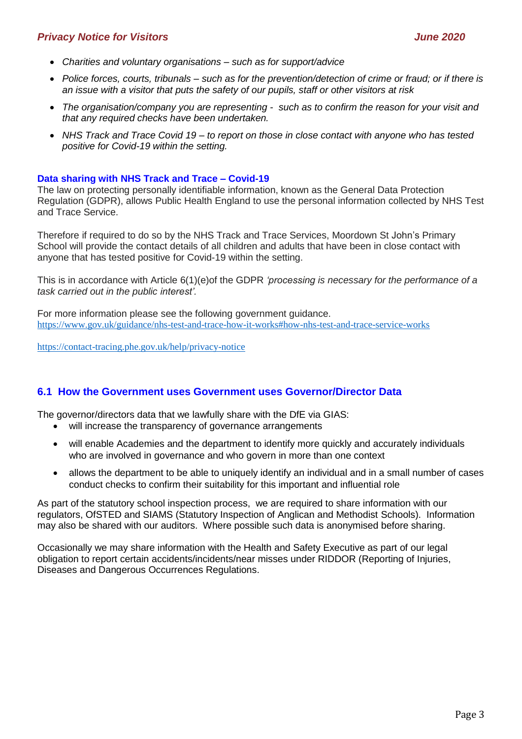- *Charities and voluntary organisations – such as for support/advice*
- *Police forces, courts, tribunals – such as for the prevention/detection of crime or fraud; or if there is an issue with a visitor that puts the safety of our pupils, staff or other visitors at risk*
- *The organisation/company you are representing - such as to confirm the reason for your visit and that any required checks have been undertaken.*
- *NHS Track and Trace Covid 19 – to report on those in close contact with anyone who has tested positive for Covid-19 within the setting.*

**Data sharing with NHS Track and Trace – Covid-19**

The law on protecting personally identifiable information, known as the General Data Protection Regulation (GDPR), allows Public Health England to use the personal information collected by NHS Test and Trace Service.

Therefore if required to do so by the NHS Track and Trace Services, Moordown St John's Primary School will provide the contact details of all children and adults that have been in close contact with anyone that has tested positive for Covid-19 within the setting.

This is in accordance with Article 6(1)(e)of the GDPR *'processing is necessary for the performance of a task carried out in the public interest'.*

For more information please see the following government guidance.
https://www.gov.uk/guidance/nhs-test-and-trace-how-it-works#how-nhs-test-and-trace-service-works

https://contact-tracing.phe.gov.uk/help/privacy-notice

## 6.1 How the Government uses Government uses Governor/Director Data

The governor/directors data that we lawfully share with the DfE via GIAS:

- will increase the transparency of governance arrangements
- will enable Academies and the department to identify more quickly and accurately individuals who are involved in governance and who govern in more than one context
- allows the department to be able to uniquely identify an individual and in a small number of cases conduct checks to confirm their suitability for this important and influential role

As part of the statutory school inspection process, we are required to share information with our regulators, OfSTED and SIAMS (Statutory Inspection of Anglican and Methodist Schools). Information may also be shared with our auditors. Where possible such data is anonymised before sharing.

Occasionally we may share information with the Health and Safety Executive as part of our legal obligation to report certain accidents/incidents/near misses under RIDDOR (Reporting of Injuries, Diseases and Dangerous Occurrences Regulations.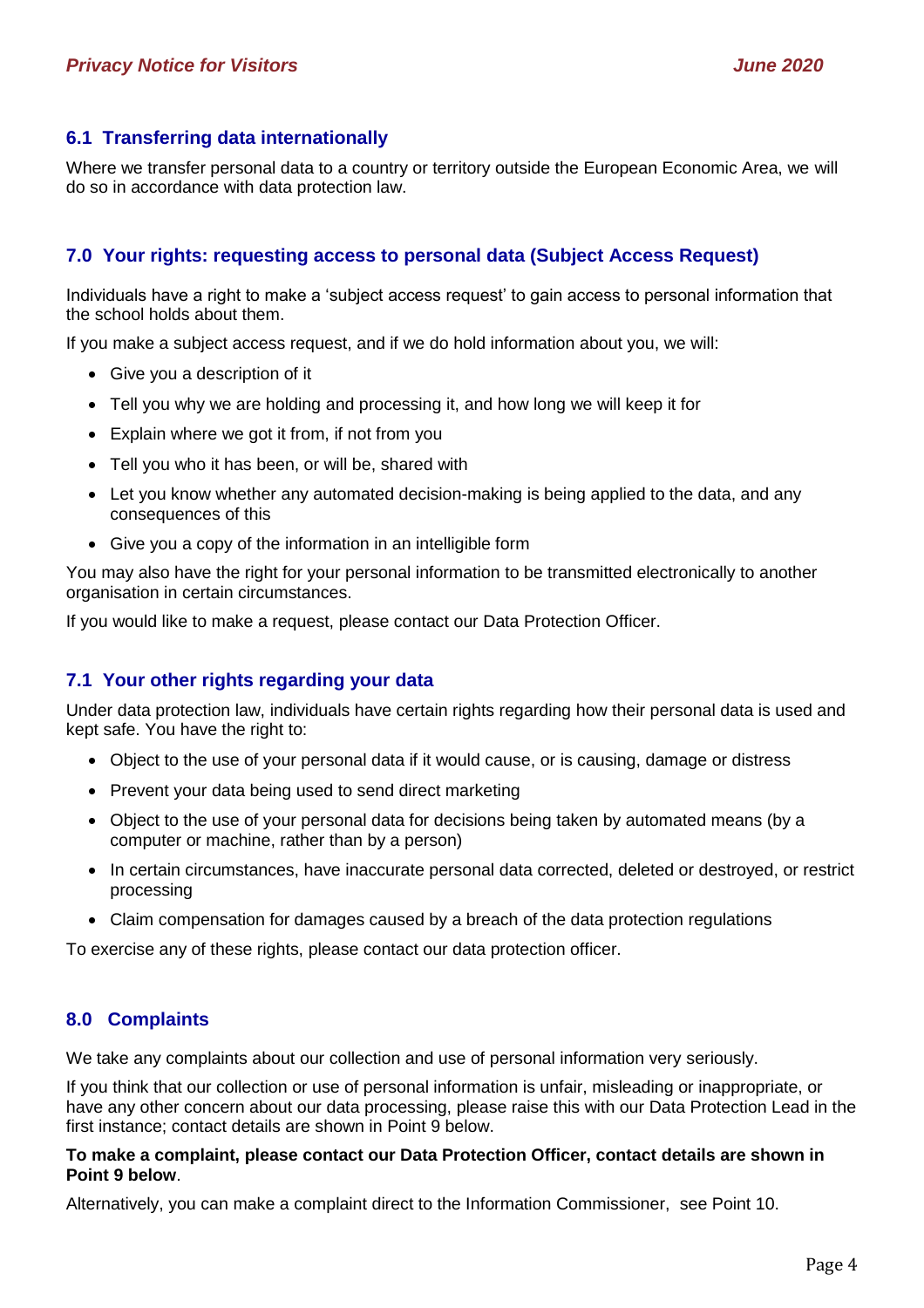### 6.1 Transferring data internationally

Where we transfer personal data to a country or territory outside the European Economic Area, we will do so in accordance with data protection law.

## 7.0 Your rights: requesting access to personal data (Subject Access Request)

Individuals have a right to make a 'subject access request' to gain access to personal information that the school holds about them.

If you make a subject access request, and if we do hold information about you, we will:

- Give you a description of it
- Tell you why we are holding and processing it, and how long we will keep it for
- Explain where we got it from, if not from you
- Tell you who it has been, or will be, shared with
- Let you know whether any automated decision-making is being applied to the data, and any consequences of this
- Give you a copy of the information in an intelligible form

You may also have the right for your personal information to be transmitted electronically to another organisation in certain circumstances.

If you would like to make a request, please contact our Data Protection Officer.

### 7.1 Your other rights regarding your data

Under data protection law, individuals have certain rights regarding how their personal data is used and kept safe. You have the right to:

- Object to the use of your personal data if it would cause, or is causing, damage or distress
- Prevent your data being used to send direct marketing
- Object to the use of your personal data for decisions being taken by automated means (by a computer or machine, rather than by a person)
- In certain circumstances, have inaccurate personal data corrected, deleted or destroyed, or restrict processing
- Claim compensation for damages caused by a breach of the data protection regulations

To exercise any of these rights, please contact our data protection officer.

## 8.0 Complaints

We take any complaints about our collection and use of personal information very seriously.

If you think that our collection or use of personal information is unfair, misleading or inappropriate, or have any other concern about our data processing, please raise this with our Data Protection Lead in the first instance; contact details are shown in Point 9 below.

**To make a complaint, please contact our Data Protection Officer, contact details are shown in Point 9 below**.

Alternatively, you can make a complaint direct to the Information Commissioner, see Point 10.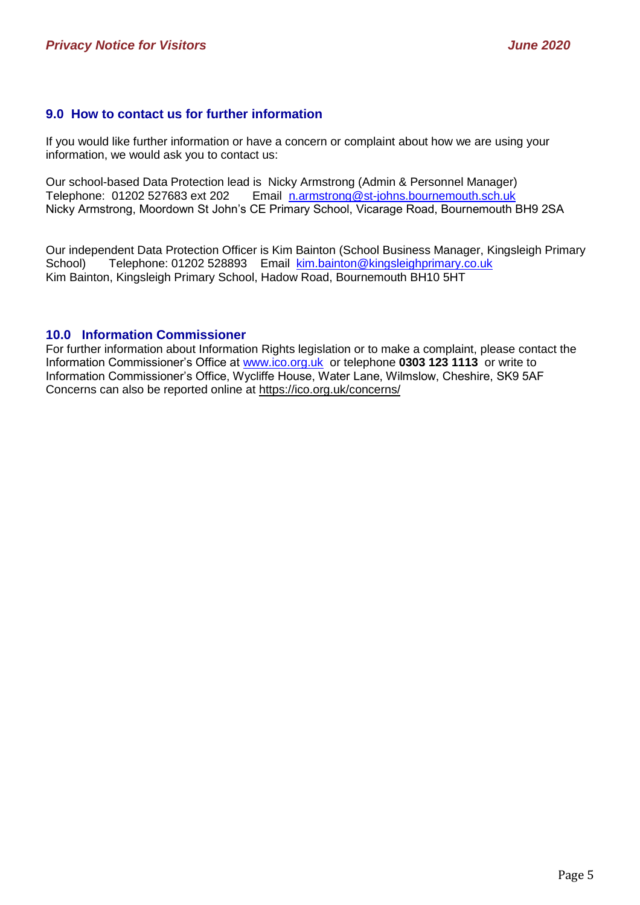## 9.0 How to contact us for further information

If you would like further information or have a concern or complaint about how we are using your information, we would ask you to contact us:

Our school-based Data Protection lead is Nicky Armstrong (Admin & Personnel Manager)
Telephone: 01202 527683 ext 202 Email [n.armstrong@st-johns.bournemouth.sch.uk](mailto:n.armstrong@st-johns.bournemouth.sch.uk)
Nicky Armstrong, Moordown St John's CE Primary School, Vicarage Road, Bournemouth BH9 2SA

Our independent Data Protection Officer is Kim Bainton (School Business Manager, Kingsleigh Primary School) Telephone: 01202 528893 Email [kim.bainton@kingsleighprimary.co.uk](mailto:kim.bainton@kingsleighprimary.co.uk)
Kim Bainton, Kingsleigh Primary School, Hadow Road, Bournemouth BH10 5HT

## 10.0 Information Commissioner

For further information about Information Rights legislation or to make a complaint, please contact the Information Commissioner's Office at [www.ico.org.uk](http://www.ico.org.uk) or telephone **0303 123 1113** or write to Information Commissioner's Office, Wycliffe House, Water Lane, Wilmslow, Cheshire, SK9 5AF
Concerns can also be reported online at https://ico.org.uk/concerns/